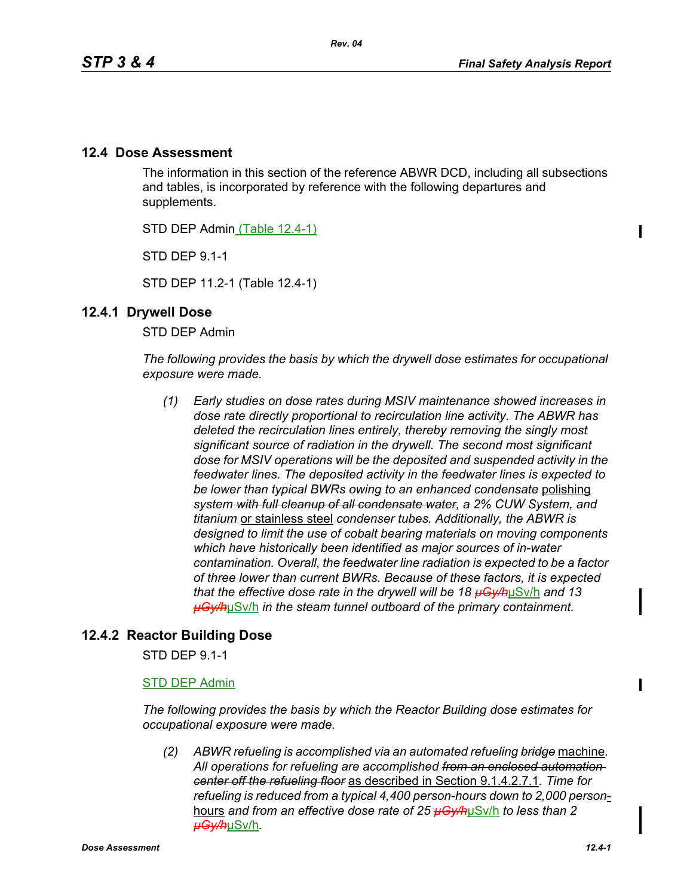## 12.4 Dose Assessment

The information in this section of the reference ABWR DCD, including all subsections and tables, is incorporated by reference with the following departures and supplements.

STD DEP Admin (Table 12.4-1)

STD DEP 9.1-1

STD DEP 11.2-1 (Table 12.4-1)

### 12.4.1 Drywell Dose

STD DEP Admin

*The following provides the basis by which the drywell dose estimates for occupational exposure were made.*

*(1) Early studies on dose rates during MSIV maintenance showed increases in dose rate directly proportional to recirculation line activity. The ABWR has deleted the recirculation lines entirely, thereby removing the singly most significant source of radiation in the drywell. The second most significant dose for MSIV operations will be the deposited and suspended activity in the feedwater lines. The deposited activity in the feedwater lines is expected to be lower than typical BWRs owing to an enhanced condensate* polishing *system ~~with full cleanup of all condensate water~~, a 2% CUW System, and titanium* or stainless steel *condenser tubes. Additionally, the ABWR is designed to limit the use of cobalt bearing materials on moving components which have historically been identified as major sources of in-water contamination. Overall, the feedwater line radiation is expected to be a factor of three lower than current BWRs. Because of these factors, it is expected that the effective dose rate in the drywell will be 18 ~~μGy/h~~*μSv/h *and 13 ~~μGy/h~~*μSv/h *in the steam tunnel outboard of the primary containment.*

### 12.4.2 Reactor Building Dose

STD DEP 9.1-1

STD DEP Admin

*The following provides the basis by which the Reactor Building dose estimates for occupational exposure were made.*

*(2) ABWR refueling is accomplished via an automated refueling ~~bridge~~* machine. *All operations for refueling are accomplished ~~from an enclosed automation center off the refueling floor~~* as described in Section 9.1.4.2.7.1*. Time for refueling is reduced from a typical 4,400 person-hours down to 2,000 person-*hours *and from an effective dose rate of 25 ~~μGy/h~~*μSv/h *to less than 2 ~~μGy/h~~*μSv/h*.*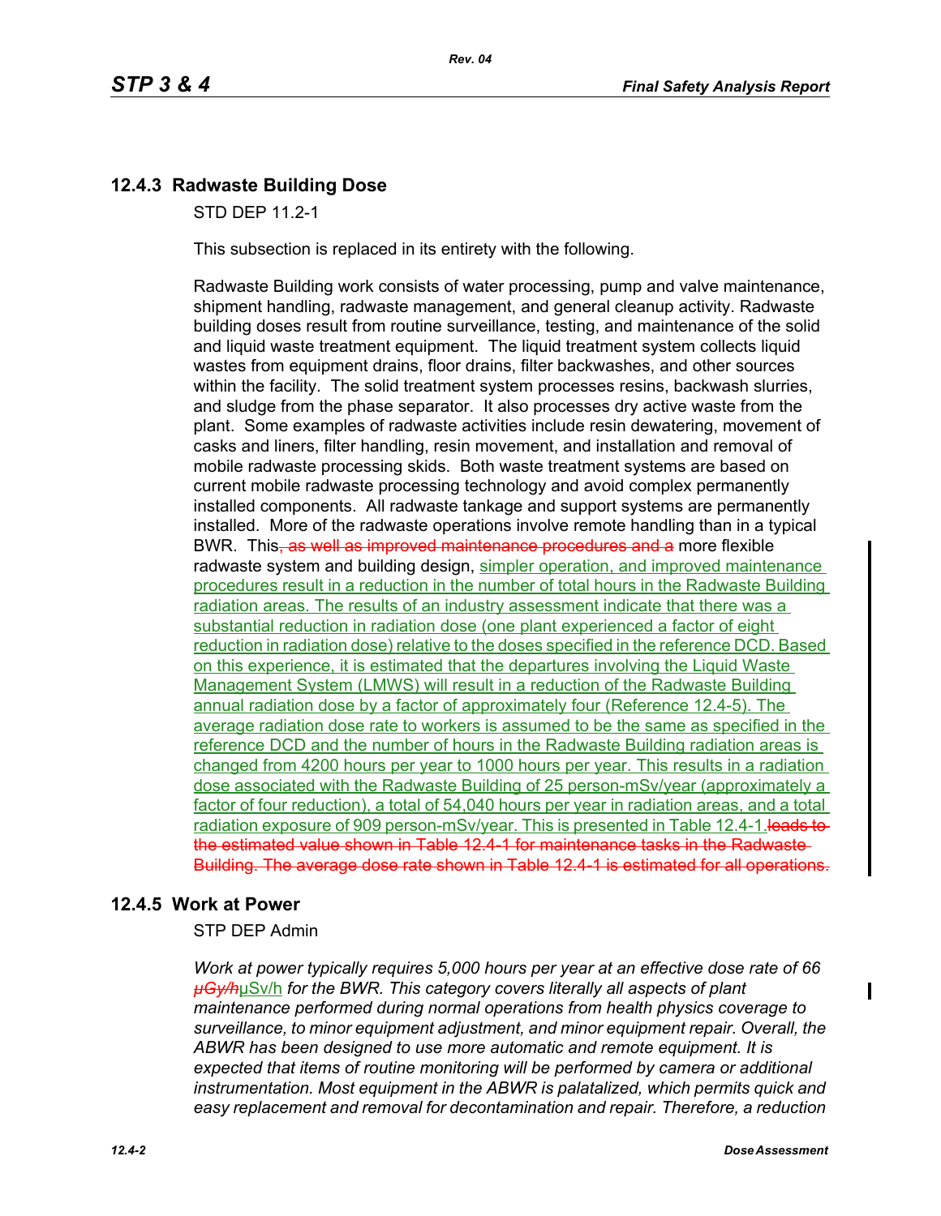## 12.4.3 Radwaste Building Dose

STD DEP 11.2-1

This subsection is replaced in its entirety with the following.

Radwaste Building work consists of water processing, pump and valve maintenance, shipment handling, radwaste management, and general cleanup activity. Radwaste building doses result from routine surveillance, testing, and maintenance of the solid and liquid waste treatment equipment. The liquid treatment system collects liquid wastes from equipment drains, floor drains, filter backwashes, and other sources within the facility. The solid treatment system processes resins, backwash slurries, and sludge from the phase separator. It also processes dry active waste from the plant. Some examples of radwaste activities include resin dewatering, movement of casks and liners, filter handling, resin movement, and installation and removal of mobile radwaste processing skids. Both waste treatment systems are based on current mobile radwaste processing technology and avoid complex permanently installed components. All radwaste tankage and support systems are permanently installed. More of the radwaste operations involve remote handling than in a typical BWR. This~~, as well as improved maintenance procedures and a~~ more flexible radwaste system and building design, simpler operation, and improved maintenance procedures result in a reduction in the number of total hours in the Radwaste Building radiation areas. The results of an industry assessment indicate that there was a substantial reduction in radiation dose (one plant experienced a factor of eight reduction in radiation dose) relative to the doses specified in the reference DCD. Based on this experience, it is estimated that the departures involving the Liquid Waste Management System (LMWS) will result in a reduction of the Radwaste Building annual radiation dose by a factor of approximately four (Reference 12.4-5). The average radiation dose rate to workers is assumed to be the same as specified in the reference DCD and the number of hours in the Radwaste Building radiation areas is changed from 4200 hours per year to 1000 hours per year. This results in a radiation dose associated with the Radwaste Building of 25 person-mSv/year (approximately a factor of four reduction), a total of 54,040 hours per year in radiation areas, and a total radiation exposure of 909 person-mSv/year. This is presented in Table 12.4-1.~~leads to the estimated value shown in Table 12.4-1 for maintenance tasks in the Radwaste Building. The average dose rate shown in Table 12.4-1 is estimated for all operations.~~

## 12.4.5 Work at Power

STP DEP Admin

*Work at power typically requires 5,000 hours per year at an effective dose rate of 66 ~~μGy/h~~μSv/h for the BWR. This category covers literally all aspects of plant maintenance performed during normal operations from health physics coverage to surveillance, to minor equipment adjustment, and minor equipment repair. Overall, the ABWR has been designed to use more automatic and remote equipment. It is expected that items of routine monitoring will be performed by camera or additional instrumentation. Most equipment in the ABWR is palatalized, which permits quick and easy replacement and removal for decontamination and repair. Therefore, a reduction*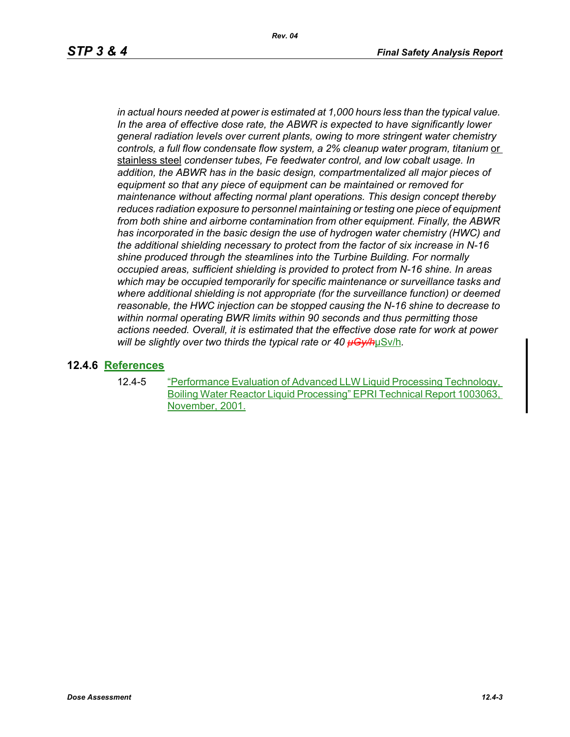*in actual hours needed at power is estimated at 1,000 hours less than the typical value. In the area of effective dose rate, the ABWR is expected to have significantly lower general radiation levels over current plants, owing to more stringent water chemistry controls, a full flow condensate flow system, a 2% cleanup water program, titanium* or stainless steel *condenser tubes, Fe feedwater control, and low cobalt usage. In addition, the ABWR has in the basic design, compartmentalized all major pieces of equipment so that any piece of equipment can be maintained or removed for maintenance without affecting normal plant operations. This design concept thereby reduces radiation exposure to personnel maintaining or testing one piece of equipment from both shine and airborne contamination from other equipment. Finally, the ABWR has incorporated in the basic design the use of hydrogen water chemistry (HWC) and the additional shielding necessary to protect from the factor of six increase in N-16 shine produced through the steamlines into the Turbine Building. For normally occupied areas, sufficient shielding is provided to protect from N-16 shine. In areas which may be occupied temporarily for specific maintenance or surveillance tasks and where additional shielding is not appropriate (for the surveillance function) or deemed reasonable, the HWC injection can be stopped causing the N-16 shine to decrease to within normal operating BWR limits within 90 seconds and thus permitting those actions needed. Overall, it is estimated that the effective dose rate for work at power will be slightly over two thirds the typical rate or 40 ~~μGy/h~~*μSv/h.

## 12.4.6 References

12.4-5 "Performance Evaluation of Advanced LLW Liquid Processing Technology, Boiling Water Reactor Liquid Processing" EPRI Technical Report 1003063, November, 2001.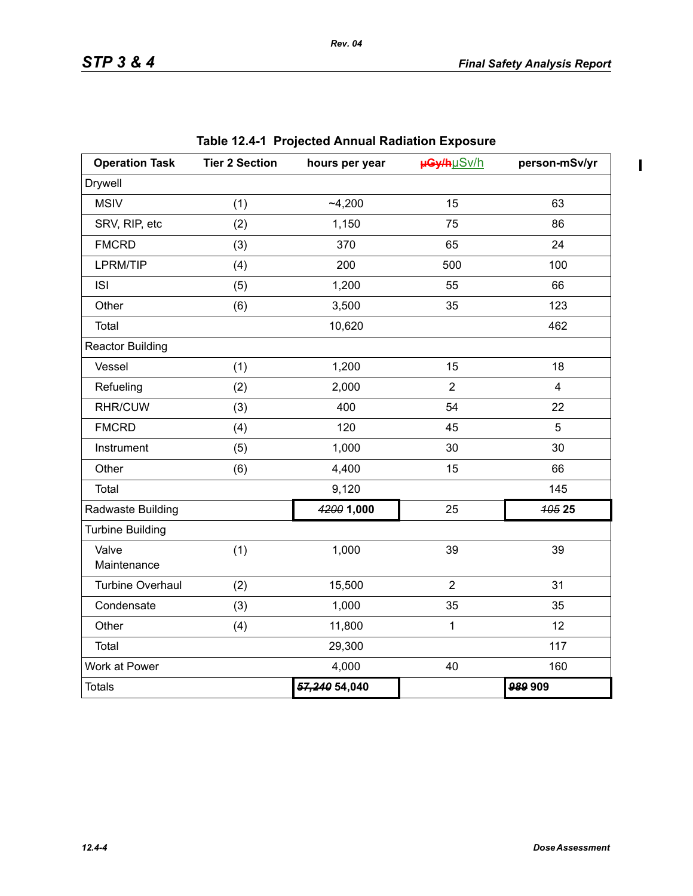## Table 12.4-1 Projected Annual Radiation Exposure

| Operation Task | Tier 2 Section | hours per year | ~~μGy/h~~ μSv/h | person-mSv/yr |
|---|---|---|---|---|
| Drywell | | | | |
| MSIV | (1) | ~4,200 | 15 | 63 |
| SRV, RIP, etc | (2) | 1,150 | 75 | 86 |
| FMCRD | (3) | 370 | 65 | 24 |
| LPRM/TIP | (4) | 200 | 500 | 100 |
| ISI | (5) | 1,200 | 55 | 66 |
| Other | (6) | 3,500 | 35 | 123 |
| Total | | 10,620 | | 462 |
| Reactor Building | | | | |
| Vessel | (1) | 1,200 | 15 | 18 |
| Refueling | (2) | 2,000 | 2 | 4 |
| RHR/CUW | (3) | 400 | 54 | 22 |
| FMCRD | (4) | 120 | 45 | 5 |
| Instrument | (5) | 1,000 | 30 | 30 |
| Other | (6) | 4,400 | 15 | 66 |
| Total | | 9,120 | | 145 |
| Radwaste Building | | ~~*4200*~~ **1,000** | 25 | ~~*105*~~ **25** |
| Turbine Building | | | | |
| Valve Maintenance | (1) | 1,000 | 39 | 39 |
| Turbine Overhaul | (2) | 15,500 | 2 | 31 |
| Condensate | (3) | 1,000 | 35 | 35 |
| Other | (4) | 11,800 | 1 | 12 |
| Total | | 29,300 | | 117 |
| Work at Power | | 4,000 | 40 | 160 |
| Totals | | ~~***57,240***~~ **54,040** | | ~~***989***~~ **909** |